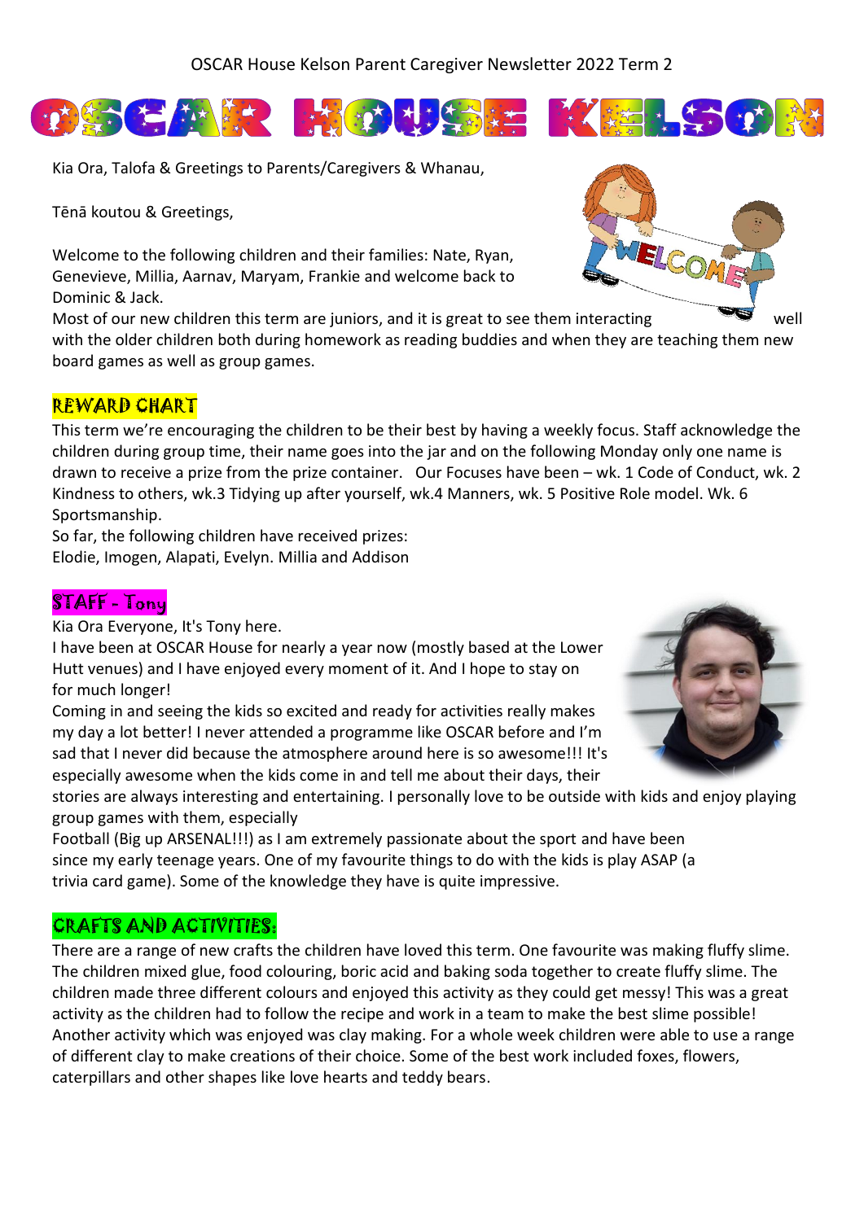OSCAR House Kelson Parent Caregiver Newsletter 2022 Term 2

# OSCAR HOUSE KELSON

Kia Ora, Talofa & Greetings to Parents/Caregivers & Whanau,

Tēnā koutou & Greetings,

Welcome to the following children and their families: Nate, Ryan, Genevieve, Millia, Aarnav, Maryam, Frankie and welcome back to Dominic & Jack.

Most of our new children this term are juniors, and it is great to see them interacting well with the older children both during homework as reading buddies and when they are teaching them new board games as well as group games.

## REWARD CHART

This term we're encouraging the children to be their best by having a weekly focus. Staff acknowledge the children during group time, their name goes into the jar and on the following Monday only one name is drawn to receive a prize from the prize container. Our Focuses have been – wk. 1 Code of Conduct, wk. 2 Kindness to others, wk.3 Tidying up after yourself, wk.4 Manners, wk. 5 Positive Role model. Wk. 6 Sportsmanship.

So far, the following children have received prizes:
Elodie, Imogen, Alapati, Evelyn. Millia and Addison

## STAFF - Tony

Kia Ora Everyone, It's Tony here.

I have been at OSCAR House for nearly a year now (mostly based at the Lower Hutt venues) and I have enjoyed every moment of it. And I hope to stay on for much longer!

Coming in and seeing the kids so excited and ready for activities really makes my day a lot better! I never attended a programme like OSCAR before and I'm sad that I never did because the atmosphere around here is so awesome!!! It's especially awesome when the kids come in and tell me about their days, their stories are always interesting and entertaining. I personally love to be outside with kids and enjoy playing group games with them, especially Football (Big up ARSENAL!!!) as I am extremely passionate about the sport and have been since my early teenage years. One of my favourite things to do with the kids is play ASAP (a trivia card game). Some of the knowledge they have is quite impressive.

## CRAFTS AND ACTIVITIES:

There are a range of new crafts the children have loved this term. One favourite was making fluffy slime. The children mixed glue, food colouring, boric acid and baking soda together to create fluffy slime. The children made three different colours and enjoyed this activity as they could get messy! This was a great activity as the children had to follow the recipe and work in a team to make the best slime possible! Another activity which was enjoyed was clay making. For a whole week children were able to use a range of different clay to make creations of their choice. Some of the best work included foxes, flowers, caterpillars and other shapes like love hearts and teddy bears.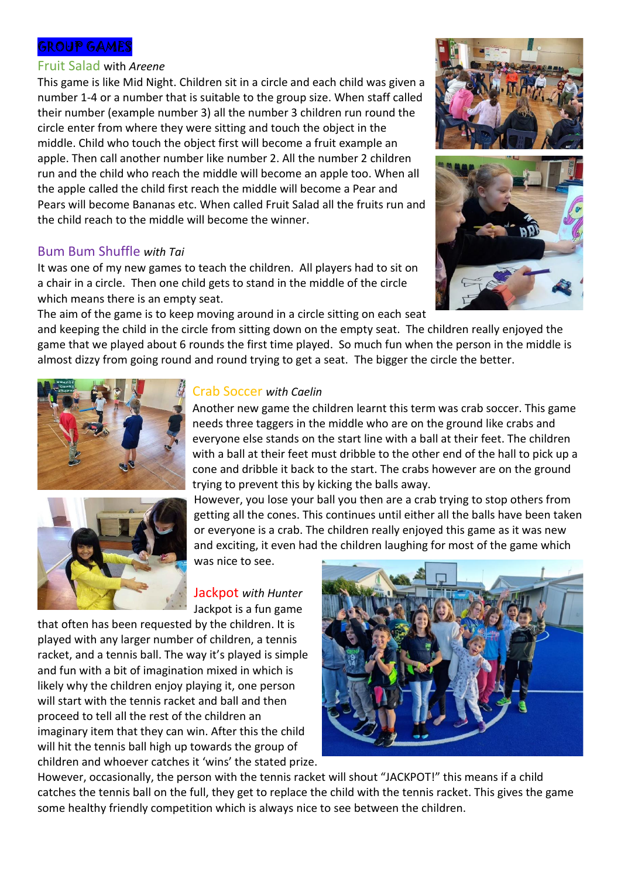## GROUP GAMES

### Fruit Salad with *Areene*

This game is like Mid Night. Children sit in a circle and each child was given a number 1-4 or a number that is suitable to the group size. When staff called their number (example number 3) all the number 3 children run round the circle enter from where they were sitting and touch the object in the middle. Child who touch the object first will become a fruit example an apple. Then call another number like number 2. All the number 2 children run and the child who reach the middle will become an apple too. When all the apple called the child first reach the middle will become a Pear and Pears will become Bananas etc. When called Fruit Salad all the fruits run and the child reach to the middle will become the winner.

### Bum Bum Shuffle *with Tai*

It was one of my new games to teach the children. All players had to sit on a chair in a circle. Then one child gets to stand in the middle of the circle which means there is an empty seat.

The aim of the game is to keep moving around in a circle sitting on each seat and keeping the child in the circle from sitting down on the empty seat. The children really enjoyed the game that we played about 6 rounds the first time played. So much fun when the person in the middle is almost dizzy from going round and round trying to get a seat. The bigger the circle the better.

### Crab Soccer *with Caelin*

Another new game the children learnt this term was crab soccer. This game needs three taggers in the middle who are on the ground like crabs and everyone else stands on the start line with a ball at their feet. The children with a ball at their feet must dribble to the other end of the hall to pick up a cone and dribble it back to the start. The crabs however are on the ground trying to prevent this by kicking the balls away.

However, you lose your ball you then are a crab trying to stop others from getting all the cones. This continues until either all the balls have been taken or everyone is a crab. The children really enjoyed this game as it was new and exciting, it even had the children laughing for most of the game which was nice to see.

### Jackpot *with Hunter*

Jackpot is a fun game that often has been requested by the children. It is played with any larger number of children, a tennis racket, and a tennis ball. The way it's played is simple and fun with a bit of imagination mixed in which is likely why the children enjoy playing it, one person will start with the tennis racket and ball and then proceed to tell all the rest of the children an imaginary item that they can win. After this the child will hit the tennis ball high up towards the group of children and whoever catches it 'wins' the stated prize. However, occasionally, the person with the tennis racket will shout "JACKPOT!" this means if a child catches the tennis ball on the full, they get to replace the child with the tennis racket. This gives the game some healthy friendly competition which is always nice to see between the children.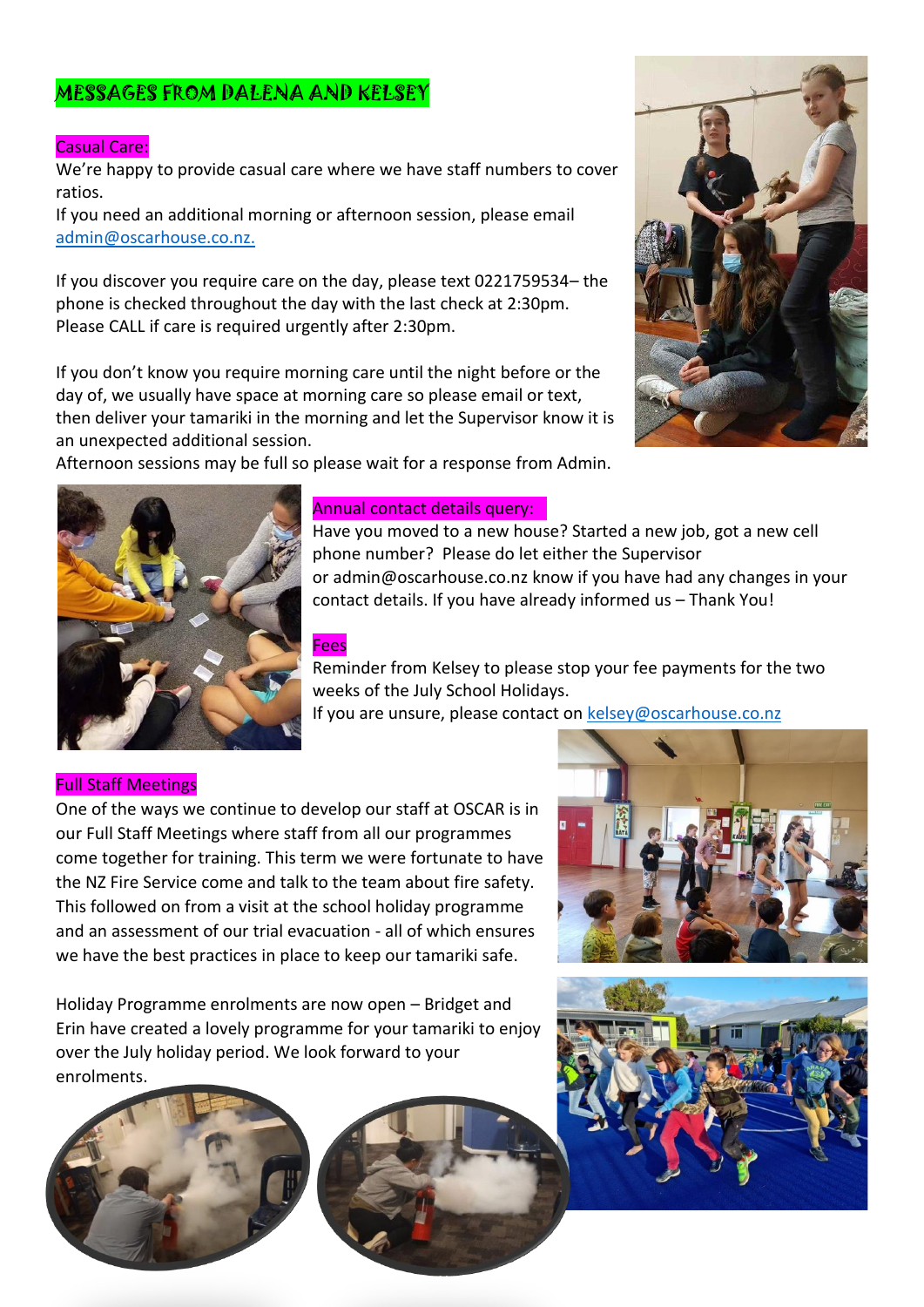## MESSAGES FROM DALENA AND KELSEY

### Casual Care:

We're happy to provide casual care where we have staff numbers to cover ratios.

If you need an additional morning or afternoon session, please email admin@oscarhouse.co.nz.

If you discover you require care on the day, please text 0221759534– the phone is checked throughout the day with the last check at 2:30pm. Please CALL if care is required urgently after 2:30pm.

If you don't know you require morning care until the night before or the day of, we usually have space at morning care so please email or text, then deliver your tamariki in the morning and let the Supervisor know it is an unexpected additional session.

Afternoon sessions may be full so please wait for a response from Admin.

### Annual contact details query:

Have you moved to a new house? Started a new job, got a new cell phone number? Please do let either the Supervisor or admin@oscarhouse.co.nz know if you have had any changes in your contact details. If you have already informed us – Thank You!

### Fees

Reminder from Kelsey to please stop your fee payments for the two weeks of the July School Holidays.

If you are unsure, please contact on kelsey@oscarhouse.co.nz

### Full Staff Meetings

One of the ways we continue to develop our staff at OSCAR is in our Full Staff Meetings where staff from all our programmes come together for training. This term we were fortunate to have the NZ Fire Service come and talk to the team about fire safety. This followed on from a visit at the school holiday programme and an assessment of our trial evacuation - all of which ensures we have the best practices in place to keep our tamariki safe.

Holiday Programme enrolments are now open – Bridget and Erin have created a lovely programme for your tamariki to enjoy over the July holiday period. We look forward to your enrolments.